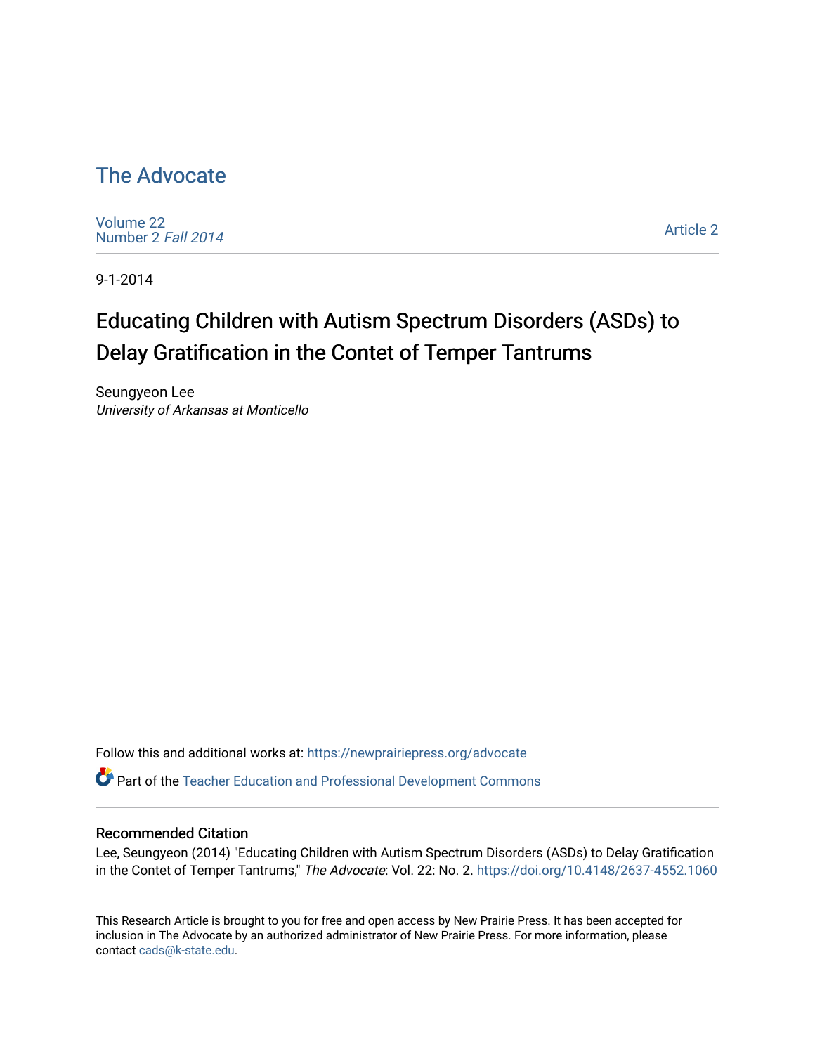# The Advocate

Volume 22
Number 2 *Fall 2014*

Article 2

9-1-2014

## Educating Children with Autism Spectrum Disorders (ASDs) to Delay Gratification in the Contet of Temper Tantrums

Seungyeon Lee
*University of Arkansas at Monticello*

Follow this and additional works at: https://newprairiepress.org/advocate

Part of the Teacher Education and Professional Development Commons

### Recommended Citation

Lee, Seungyeon (2014) "Educating Children with Autism Spectrum Disorders (ASDs) to Delay Gratification in the Contet of Temper Tantrums," *The Advocate*: Vol. 22: No. 2. https://doi.org/10.4148/2637-4552.1060

This Research Article is brought to you for free and open access by New Prairie Press. It has been accepted for inclusion in The Advocate by an authorized administrator of New Prairie Press. For more information, please contact cads@k-state.edu.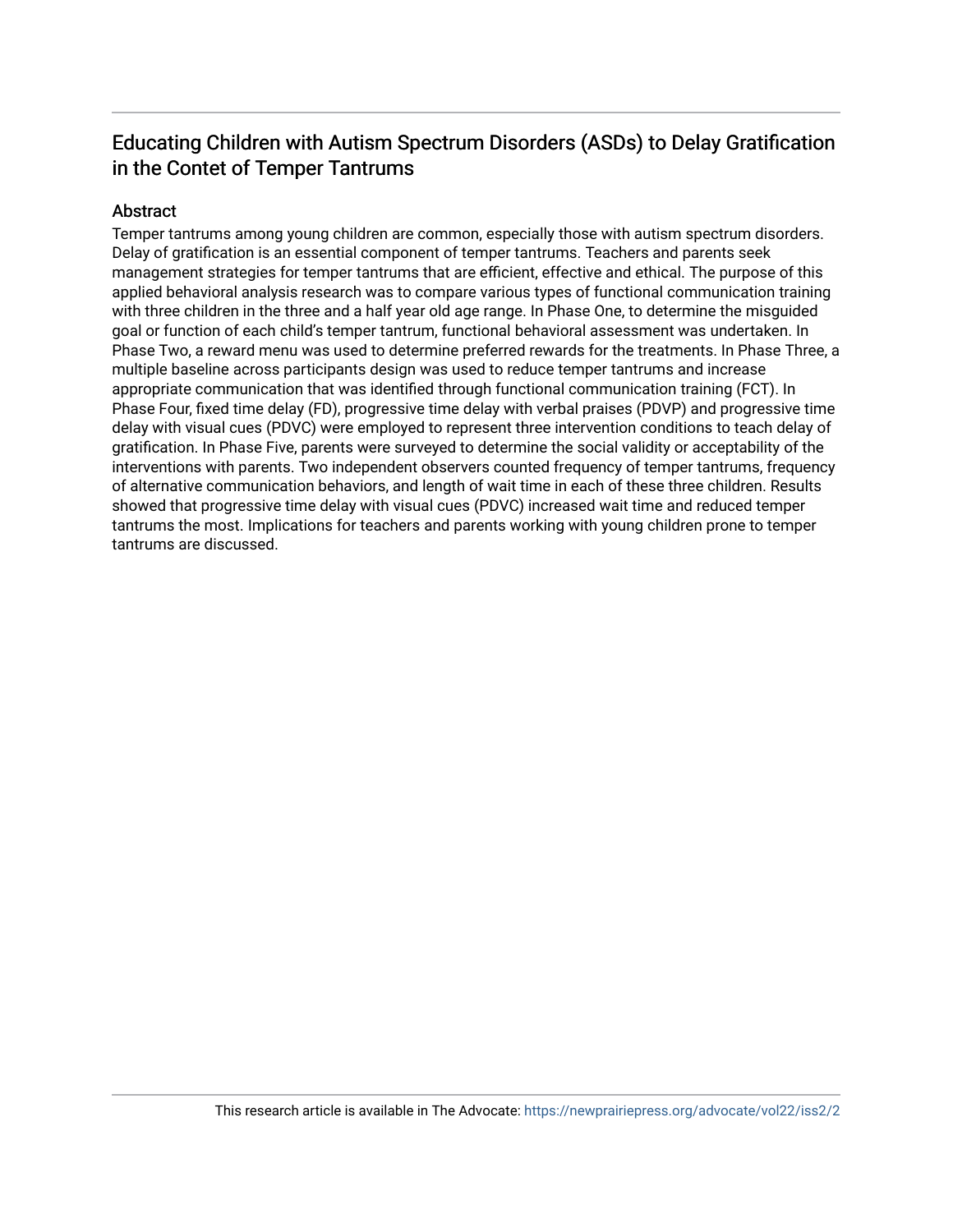# Educating Children with Autism Spectrum Disorders (ASDs) to Delay Gratification in the Contet of Temper Tantrums

## Abstract

Temper tantrums among young children are common, especially those with autism spectrum disorders. Delay of gratification is an essential component of temper tantrums. Teachers and parents seek management strategies for temper tantrums that are efficient, effective and ethical. The purpose of this applied behavioral analysis research was to compare various types of functional communication training with three children in the three and a half year old age range. In Phase One, to determine the misguided goal or function of each child's temper tantrum, functional behavioral assessment was undertaken. In Phase Two, a reward menu was used to determine preferred rewards for the treatments. In Phase Three, a multiple baseline across participants design was used to reduce temper tantrums and increase appropriate communication that was identified through functional communication training (FCT). In Phase Four, fixed time delay (FD), progressive time delay with verbal praises (PDVP) and progressive time delay with visual cues (PDVC) were employed to represent three intervention conditions to teach delay of gratification. In Phase Five, parents were surveyed to determine the social validity or acceptability of the interventions with parents. Two independent observers counted frequency of temper tantrums, frequency of alternative communication behaviors, and length of wait time in each of these three children. Results showed that progressive time delay with visual cues (PDVC) increased wait time and reduced temper tantrums the most. Implications for teachers and parents working with young children prone to temper tantrums are discussed.

This research article is available in The Advocate: https://newprairiepress.org/advocate/vol22/iss2/2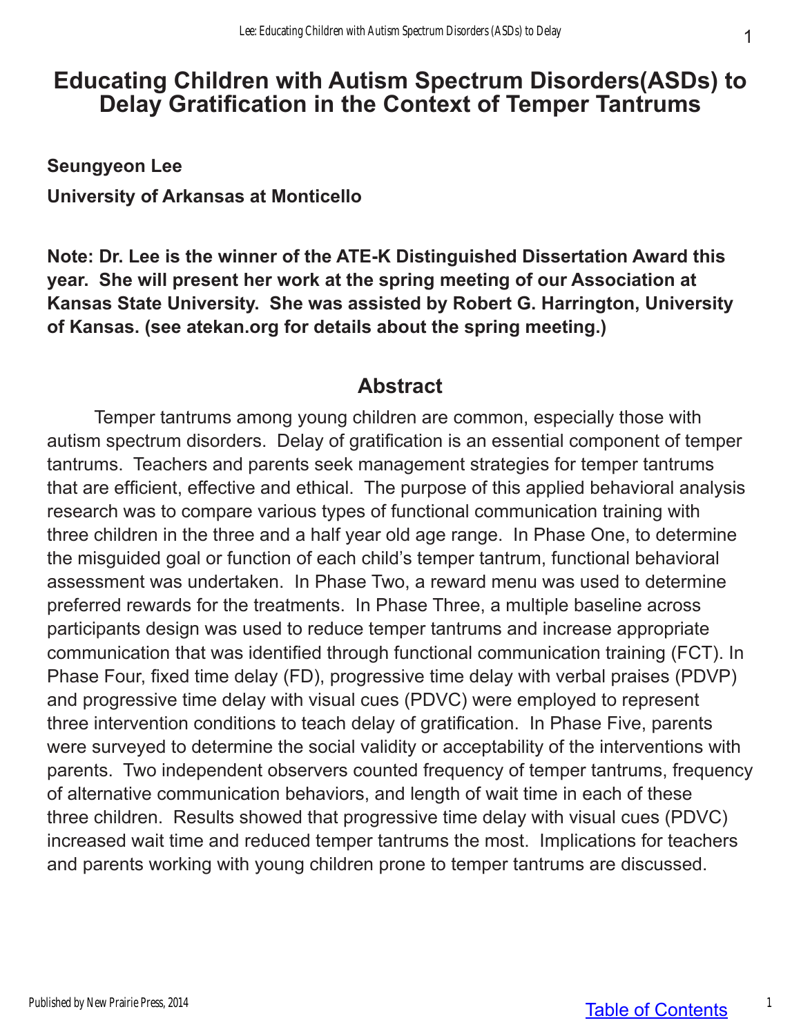# Educating Children with Autism Spectrum Disorders(ASDs) to Delay Gratification in the Context of Temper Tantrums

**Seungyeon Lee**

**University of Arkansas at Monticello**

**Note: Dr. Lee is the winner of the ATE-K Distinguished Dissertation Award this year. She will present her work at the spring meeting of our Association at Kansas State University. She was assisted by Robert G. Harrington, University of Kansas. (see atekan.org for details about the spring meeting.)**

## Abstract

Temper tantrums among young children are common, especially those with autism spectrum disorders. Delay of gratification is an essential component of temper tantrums. Teachers and parents seek management strategies for temper tantrums that are efficient, effective and ethical. The purpose of this applied behavioral analysis research was to compare various types of functional communication training with three children in the three and a half year old age range. In Phase One, to determine the misguided goal or function of each child's temper tantrum, functional behavioral assessment was undertaken. In Phase Two, a reward menu was used to determine preferred rewards for the treatments. In Phase Three, a multiple baseline across participants design was used to reduce temper tantrums and increase appropriate communication that was identified through functional communication training (FCT). In Phase Four, fixed time delay (FD), progressive time delay with verbal praises (PDVP) and progressive time delay with visual cues (PDVC) were employed to represent three intervention conditions to teach delay of gratification. In Phase Five, parents were surveyed to determine the social validity or acceptability of the interventions with parents. Two independent observers counted frequency of temper tantrums, frequency of alternative communication behaviors, and length of wait time in each of these three children. Results showed that progressive time delay with visual cues (PDVC) increased wait time and reduced temper tantrums the most. Implications for teachers and parents working with young children prone to temper tantrums are discussed.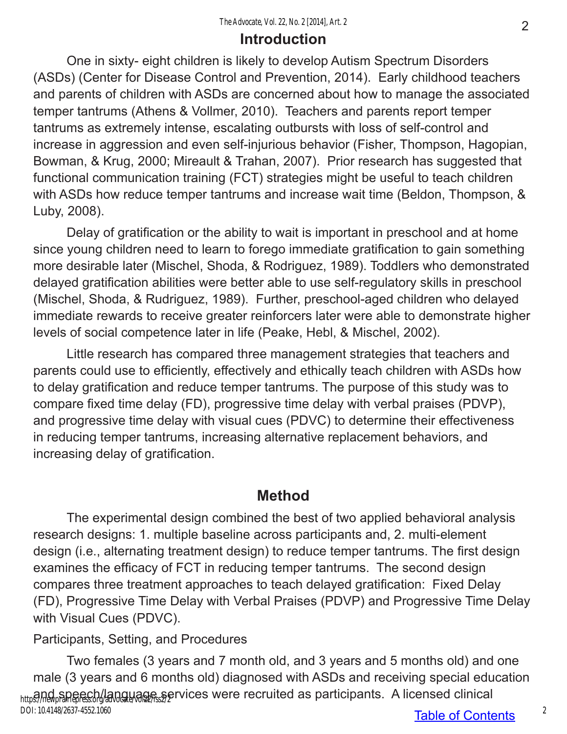## Introduction

One in sixty- eight children is likely to develop Autism Spectrum Disorders (ASDs) (Center for Disease Control and Prevention, 2014). Early childhood teachers and parents of children with ASDs are concerned about how to manage the associated temper tantrums (Athens & Vollmer, 2010). Teachers and parents report temper tantrums as extremely intense, escalating outbursts with loss of self-control and increase in aggression and even self-injurious behavior (Fisher, Thompson, Hagopian, Bowman, & Krug, 2000; Mireault & Trahan, 2007). Prior research has suggested that functional communication training (FCT) strategies might be useful to teach children with ASDs how reduce temper tantrums and increase wait time (Beldon, Thompson, & Luby, 2008).

Delay of gratification or the ability to wait is important in preschool and at home since young children need to learn to forego immediate gratification to gain something more desirable later (Mischel, Shoda, & Rodriguez, 1989). Toddlers who demonstrated delayed gratification abilities were better able to use self-regulatory skills in preschool (Mischel, Shoda, & Rudriguez, 1989). Further, preschool-aged children who delayed immediate rewards to receive greater reinforcers later were able to demonstrate higher levels of social competence later in life (Peake, Hebl, & Mischel, 2002).

Little research has compared three management strategies that teachers and parents could use to efficiently, effectively and ethically teach children with ASDs how to delay gratification and reduce temper tantrums. The purpose of this study was to compare fixed time delay (FD), progressive time delay with verbal praises (PDVP), and progressive time delay with visual cues (PDVC) to determine their effectiveness in reducing temper tantrums, increasing alternative replacement behaviors, and increasing delay of gratification.

## Method

The experimental design combined the best of two applied behavioral analysis research designs: 1. multiple baseline across participants and, 2. multi-element design (i.e., alternating treatment design) to reduce temper tantrums. The first design examines the efficacy of FCT in reducing temper tantrums. The second design compares three treatment approaches to teach delayed gratification: Fixed Delay (FD), Progressive Time Delay with Verbal Praises (PDVP) and Progressive Time Delay with Visual Cues (PDVC).

### Participants, Setting, and Procedures

Two females (3 years and 7 month old, and 3 years and 5 months old) and one male (3 years and 6 months old) diagnosed with ASDs and receiving special education and speech/language services were recruited as participants. A licensed clinical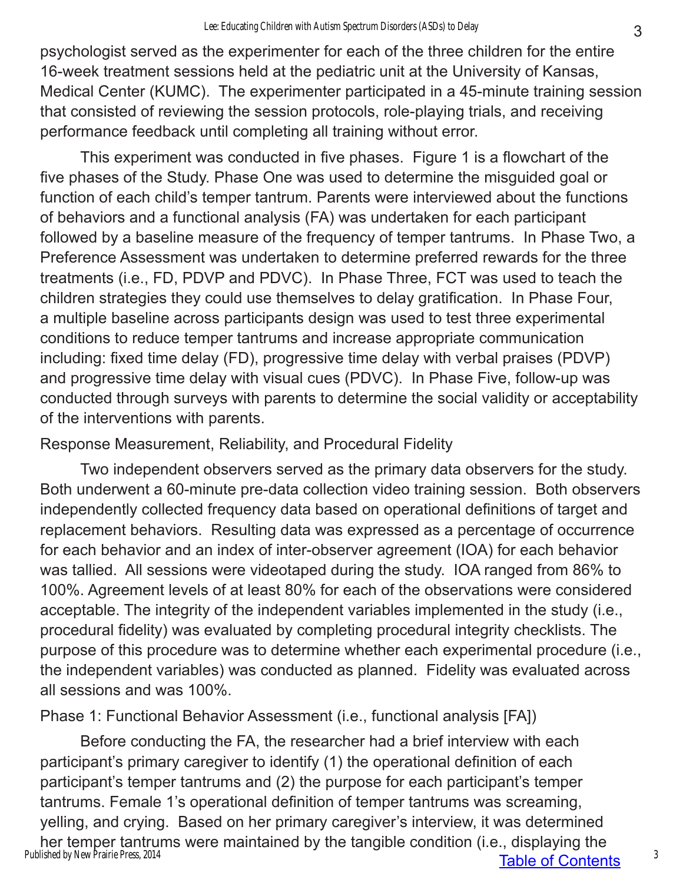psychologist served as the experimenter for each of the three children for the entire 16-week treatment sessions held at the pediatric unit at the University of Kansas, Medical Center (KUMC). The experimenter participated in a 45-minute training session that consisted of reviewing the session protocols, role-playing trials, and receiving performance feedback until completing all training without error.

This experiment was conducted in five phases. Figure 1 is a flowchart of the five phases of the Study. Phase One was used to determine the misguided goal or function of each child's temper tantrum. Parents were interviewed about the functions of behaviors and a functional analysis (FA) was undertaken for each participant followed by a baseline measure of the frequency of temper tantrums. In Phase Two, a Preference Assessment was undertaken to determine preferred rewards for the three treatments (i.e., FD, PDVP and PDVC). In Phase Three, FCT was used to teach the children strategies they could use themselves to delay gratification. In Phase Four, a multiple baseline across participants design was used to test three experimental conditions to reduce temper tantrums and increase appropriate communication including: fixed time delay (FD), progressive time delay with verbal praises (PDVP) and progressive time delay with visual cues (PDVC). In Phase Five, follow-up was conducted through surveys with parents to determine the social validity or acceptability of the interventions with parents.

## Response Measurement, Reliability, and Procedural Fidelity

Two independent observers served as the primary data observers for the study. Both underwent a 60-minute pre-data collection video training session. Both observers independently collected frequency data based on operational definitions of target and replacement behaviors. Resulting data was expressed as a percentage of occurrence for each behavior and an index of inter-observer agreement (IOA) for each behavior was tallied. All sessions were videotaped during the study. IOA ranged from 86% to 100%. Agreement levels of at least 80% for each of the observations were considered acceptable. The integrity of the independent variables implemented in the study (i.e., procedural fidelity) was evaluated by completing procedural integrity checklists. The purpose of this procedure was to determine whether each experimental procedure (i.e., the independent variables) was conducted as planned. Fidelity was evaluated across all sessions and was 100%.

## Phase 1: Functional Behavior Assessment (i.e., functional analysis [FA])

Before conducting the FA, the researcher had a brief interview with each participant's primary caregiver to identify (1) the operational definition of each participant's temper tantrums and (2) the purpose for each participant's temper tantrums. Female 1's operational definition of temper tantrums was screaming, yelling, and crying. Based on her primary caregiver's interview, it was determined her temper tantrums were maintained by the tangible condition (i.e., displaying the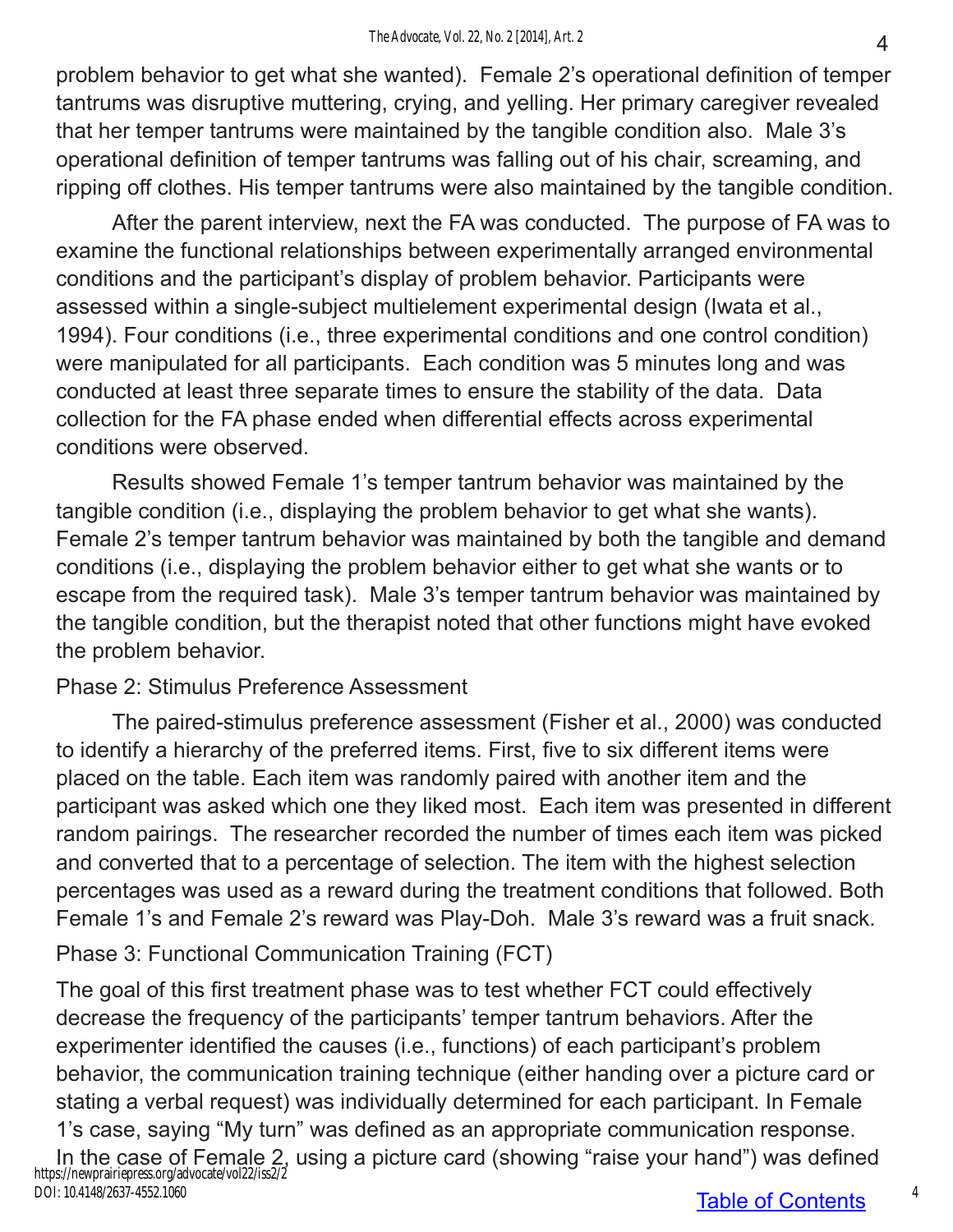problem behavior to get what she wanted). Female 2's operational definition of temper tantrums was disruptive muttering, crying, and yelling. Her primary caregiver revealed that her temper tantrums were maintained by the tangible condition also. Male 3's operational definition of temper tantrums was falling out of his chair, screaming, and ripping off clothes. His temper tantrums were also maintained by the tangible condition.

After the parent interview, next the FA was conducted. The purpose of FA was to examine the functional relationships between experimentally arranged environmental conditions and the participant's display of problem behavior. Participants were assessed within a single-subject multielement experimental design (Iwata et al., 1994). Four conditions (i.e., three experimental conditions and one control condition) were manipulated for all participants. Each condition was 5 minutes long and was conducted at least three separate times to ensure the stability of the data. Data collection for the FA phase ended when differential effects across experimental conditions were observed.

Results showed Female 1's temper tantrum behavior was maintained by the tangible condition (i.e., displaying the problem behavior to get what she wants). Female 2's temper tantrum behavior was maintained by both the tangible and demand conditions (i.e., displaying the problem behavior either to get what she wants or to escape from the required task). Male 3's temper tantrum behavior was maintained by the tangible condition, but the therapist noted that other functions might have evoked the problem behavior.

### Phase 2: Stimulus Preference Assessment

The paired-stimulus preference assessment (Fisher et al., 2000) was conducted to identify a hierarchy of the preferred items. First, five to six different items were placed on the table. Each item was randomly paired with another item and the participant was asked which one they liked most. Each item was presented in different random pairings. The researcher recorded the number of times each item was picked and converted that to a percentage of selection. The item with the highest selection percentages was used as a reward during the treatment conditions that followed. Both Female 1's and Female 2's reward was Play-Doh. Male 3's reward was a fruit snack.

### Phase 3: Functional Communication Training (FCT)

The goal of this first treatment phase was to test whether FCT could effectively decrease the frequency of the participants' temper tantrum behaviors. After the experimenter identified the causes (i.e., functions) of each participant's problem behavior, the communication training technique (either handing over a picture card or stating a verbal request) was individually determined for each participant. In Female 1's case, saying "My turn" was defined as an appropriate communication response. In the case of Female 2, using a picture card (showing "raise your hand") was defined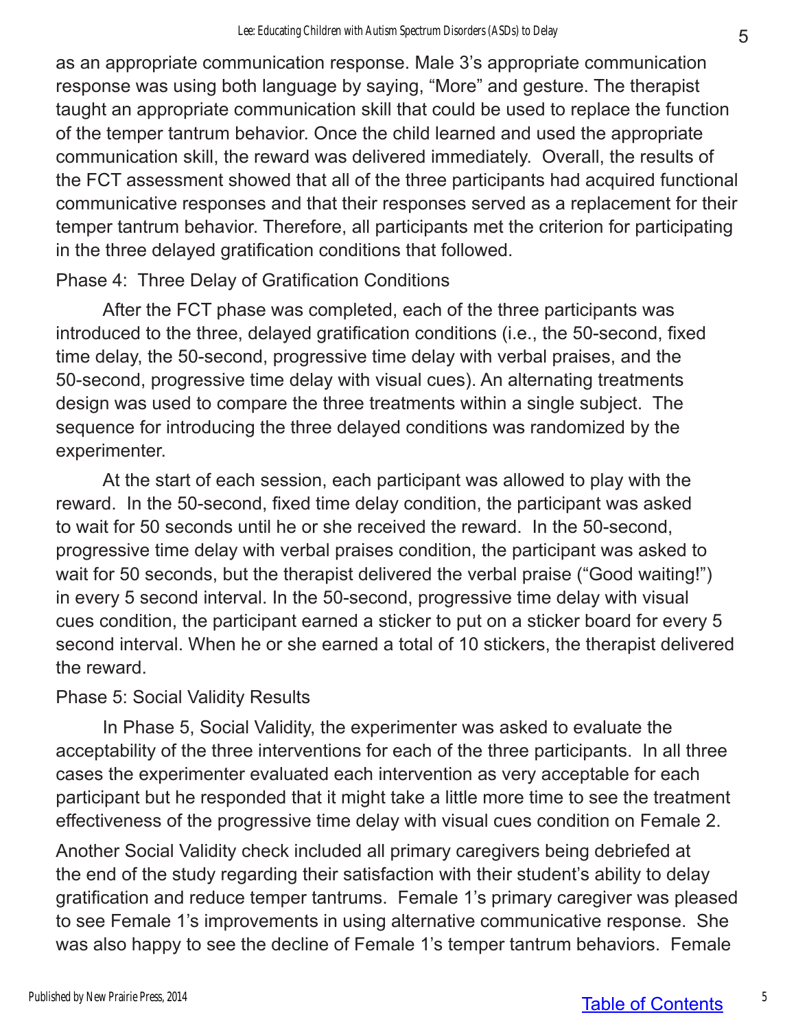as an appropriate communication response. Male 3's appropriate communication response was using both language by saying, "More" and gesture. The therapist taught an appropriate communication skill that could be used to replace the function of the temper tantrum behavior. Once the child learned and used the appropriate communication skill, the reward was delivered immediately. Overall, the results of the FCT assessment showed that all of the three participants had acquired functional communicative responses and that their responses served as a replacement for their temper tantrum behavior. Therefore, all participants met the criterion for participating in the three delayed gratification conditions that followed.

Phase 4: Three Delay of Gratification Conditions

After the FCT phase was completed, each of the three participants was introduced to the three, delayed gratification conditions (i.e., the 50-second, fixed time delay, the 50-second, progressive time delay with verbal praises, and the 50-second, progressive time delay with visual cues). An alternating treatments design was used to compare the three treatments within a single subject. The sequence for introducing the three delayed conditions was randomized by the experimenter.

At the start of each session, each participant was allowed to play with the reward. In the 50-second, fixed time delay condition, the participant was asked to wait for 50 seconds until he or she received the reward. In the 50-second, progressive time delay with verbal praises condition, the participant was asked to wait for 50 seconds, but the therapist delivered the verbal praise ("Good waiting!") in every 5 second interval. In the 50-second, progressive time delay with visual cues condition, the participant earned a sticker to put on a sticker board for every 5 second interval. When he or she earned a total of 10 stickers, the therapist delivered the reward.

Phase 5: Social Validity Results

In Phase 5, Social Validity, the experimenter was asked to evaluate the acceptability of the three interventions for each of the three participants. In all three cases the experimenter evaluated each intervention as very acceptable for each participant but he responded that it might take a little more time to see the treatment effectiveness of the progressive time delay with visual cues condition on Female 2.

Another Social Validity check included all primary caregivers being debriefed at the end of the study regarding their satisfaction with their student's ability to delay gratification and reduce temper tantrums. Female 1's primary caregiver was pleased to see Female 1's improvements in using alternative communicative response. She was also happy to see the decline of Female 1's temper tantrum behaviors. Female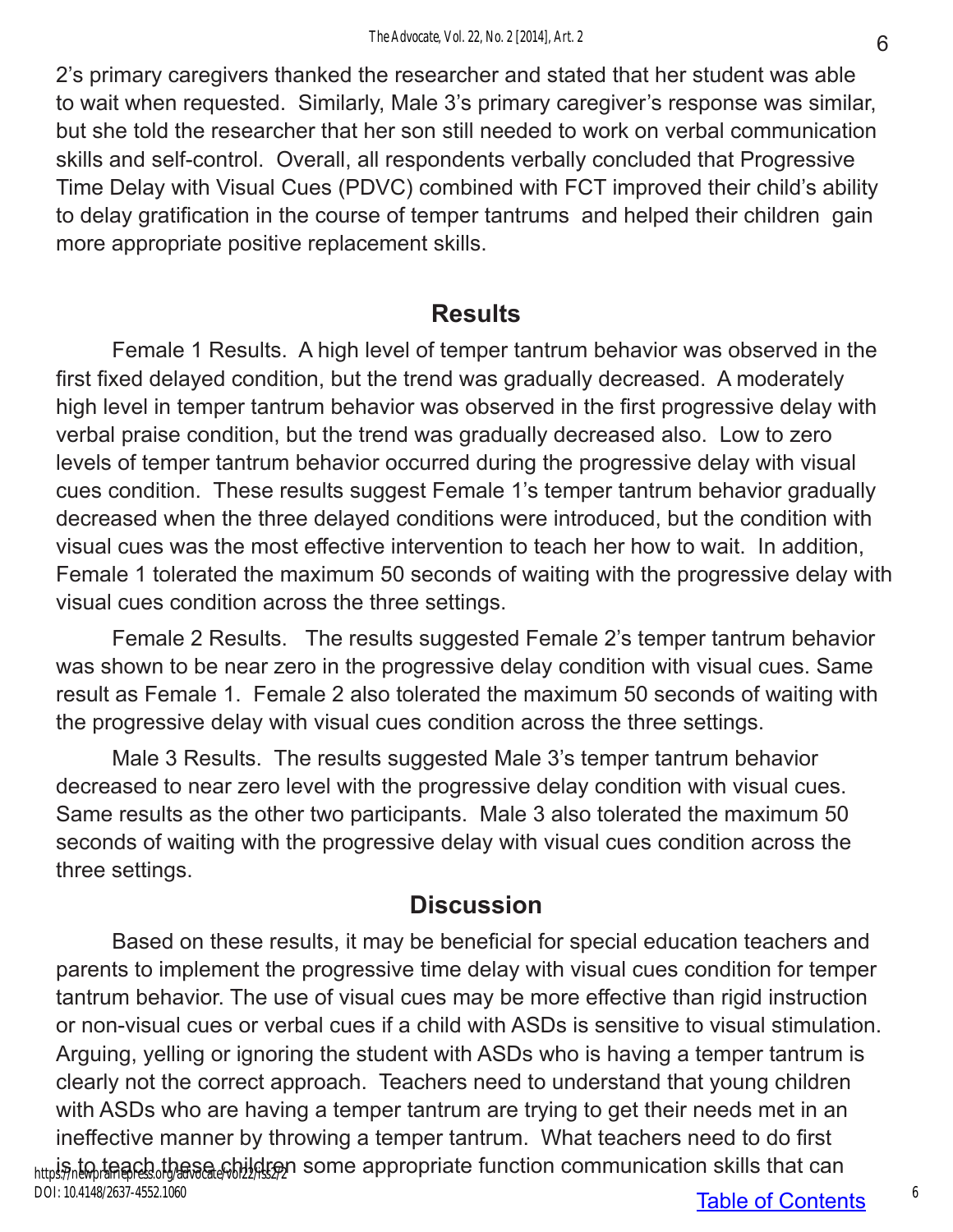2's primary caregivers thanked the researcher and stated that her student was able to wait when requested. Similarly, Male 3's primary caregiver's response was similar, but she told the researcher that her son still needed to work on verbal communication skills and self-control. Overall, all respondents verbally concluded that Progressive Time Delay with Visual Cues (PDVC) combined with FCT improved their child's ability to delay gratification in the course of temper tantrums and helped their children gain more appropriate positive replacement skills.

## Results

Female 1 Results. A high level of temper tantrum behavior was observed in the first fixed delayed condition, but the trend was gradually decreased. A moderately high level in temper tantrum behavior was observed in the first progressive delay with verbal praise condition, but the trend was gradually decreased also. Low to zero levels of temper tantrum behavior occurred during the progressive delay with visual cues condition. These results suggest Female 1's temper tantrum behavior gradually decreased when the three delayed conditions were introduced, but the condition with visual cues was the most effective intervention to teach her how to wait. In addition, Female 1 tolerated the maximum 50 seconds of waiting with the progressive delay with visual cues condition across the three settings.

Female 2 Results. The results suggested Female 2's temper tantrum behavior was shown to be near zero in the progressive delay condition with visual cues. Same result as Female 1. Female 2 also tolerated the maximum 50 seconds of waiting with the progressive delay with visual cues condition across the three settings.

Male 3 Results. The results suggested Male 3's temper tantrum behavior decreased to near zero level with the progressive delay condition with visual cues. Same results as the other two participants. Male 3 also tolerated the maximum 50 seconds of waiting with the progressive delay with visual cues condition across the three settings.

## Discussion

Based on these results, it may be beneficial for special education teachers and parents to implement the progressive time delay with visual cues condition for temper tantrum behavior. The use of visual cues may be more effective than rigid instruction or non-visual cues or verbal cues if a child with ASDs is sensitive to visual stimulation. Arguing, yelling or ignoring the student with ASDs who is having a temper tantrum is clearly not the correct approach. Teachers need to understand that young children with ASDs who are having a temper tantrum are trying to get their needs met in an ineffective manner by throwing a temper tantrum. What teachers need to do first is to teach these children some appropriate function communication skills that can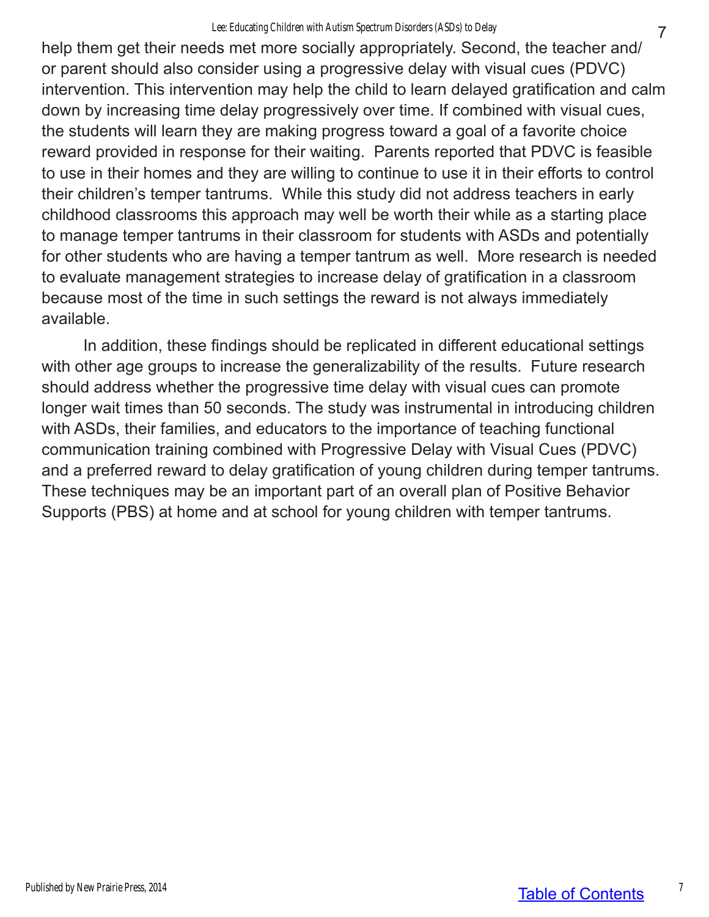help them get their needs met more socially appropriately. Second, the teacher and/or parent should also consider using a progressive delay with visual cues (PDVC) intervention. This intervention may help the child to learn delayed gratification and calm down by increasing time delay progressively over time. If combined with visual cues, the students will learn they are making progress toward a goal of a favorite choice reward provided in response for their waiting. Parents reported that PDVC is feasible to use in their homes and they are willing to continue to use it in their efforts to control their children's temper tantrums. While this study did not address teachers in early childhood classrooms this approach may well be worth their while as a starting place to manage temper tantrums in their classroom for students with ASDs and potentially for other students who are having a temper tantrum as well. More research is needed to evaluate management strategies to increase delay of gratification in a classroom because most of the time in such settings the reward is not always immediately available.

In addition, these findings should be replicated in different educational settings with other age groups to increase the generalizability of the results. Future research should address whether the progressive time delay with visual cues can promote longer wait times than 50 seconds. The study was instrumental in introducing children with ASDs, their families, and educators to the importance of teaching functional communication training combined with Progressive Delay with Visual Cues (PDVC) and a preferred reward to delay gratification of young children during temper tantrums. These techniques may be an important part of an overall plan of Positive Behavior Supports (PBS) at home and at school for young children with temper tantrums.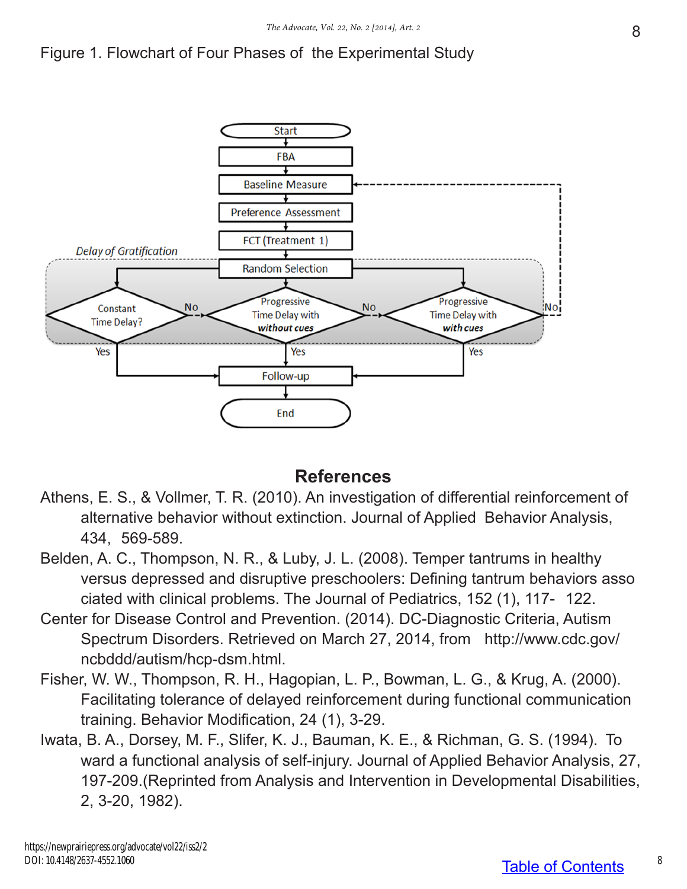Figure 1. Flowchart of Four Phases of the Experimental Study

## References

Athens, E. S., & Vollmer, T. R. (2010). An investigation of differential reinforcement of alternative behavior without extinction. Journal of Applied Behavior Analysis, 434, 569-589.

Belden, A. C., Thompson, N. R., & Luby, J. L. (2008). Temper tantrums in healthy versus depressed and disruptive preschoolers: Defining tantrum behaviors associated with clinical problems. The Journal of Pediatrics, 152 (1), 117- 122.

Center for Disease Control and Prevention. (2014). DC-Diagnostic Criteria, Autism Spectrum Disorders. Retrieved on March 27, 2014, from http://www.cdc.gov/ncbddd/autism/hcp-dsm.html.

Fisher, W. W., Thompson, R. H., Hagopian, L. P., Bowman, L. G., & Krug, A. (2000). Facilitating tolerance of delayed reinforcement during functional communication training. Behavior Modification, 24 (1), 3-29.

Iwata, B. A., Dorsey, M. F., Slifer, K. J., Bauman, K. E., & Richman, G. S. (1994). Toward a functional analysis of self-injury. Journal of Applied Behavior Analysis, 27, 197-209.(Reprinted from Analysis and Intervention in Developmental Disabilities, 2, 3-20, 1982).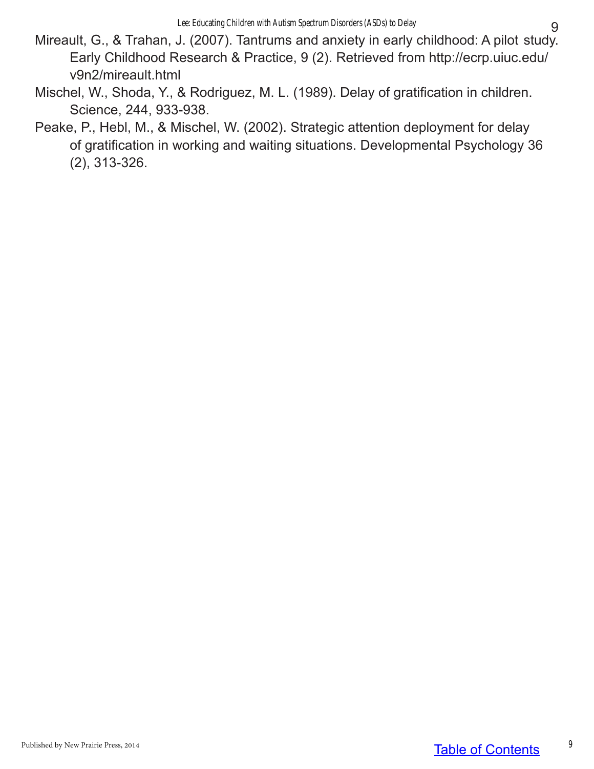Mireault, G., & Trahan, J. (2007). Tantrums and anxiety in early childhood: A pilot study. Early Childhood Research & Practice, 9 (2). Retrieved from http://ecrp.uiuc.edu/v9n2/mireault.html

Mischel, W., Shoda, Y., & Rodriguez, M. L. (1989). Delay of gratification in children. Science, 244, 933-938.

Peake, P., Hebl, M., & Mischel, W. (2002). Strategic attention deployment for delay of gratification in working and waiting situations. Developmental Psychology 36 (2), 313-326.